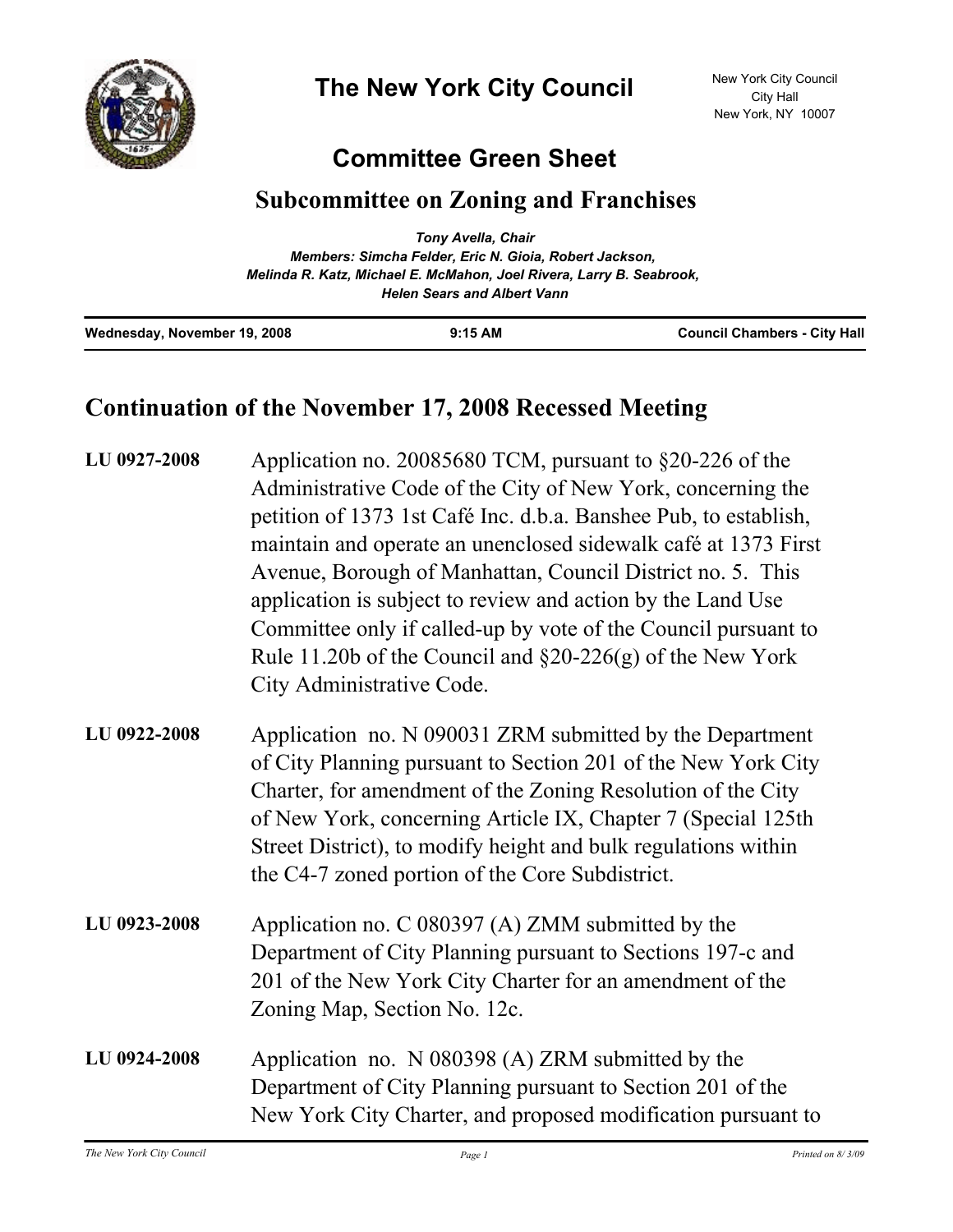# The New York City Council

New York City Council
City Hall
New York, NY 10007

## Committee Green Sheet

## Subcommittee on Zoning and Franchises

*Tony Avella, Chair*
*Members: Simcha Felder, Eric N. Gioia, Robert Jackson, Melinda R. Katz, Michael E. McMahon, Joel Rivera, Larry B. Seabrook, Helen Sears and Albert Vann*

**Wednesday, November 19, 2008** | **9:15 AM** | **Council Chambers - City Hall**

## Continuation of the November 17, 2008 Recessed Meeting

**LU 0927-2008** Application no. 20085680 TCM, pursuant to §20-226 of the Administrative Code of the City of New York, concerning the petition of 1373 1st Café Inc. d.b.a. Banshee Pub, to establish, maintain and operate an unenclosed sidewalk café at 1373 First Avenue, Borough of Manhattan, Council District no. 5. This application is subject to review and action by the Land Use Committee only if called-up by vote of the Council pursuant to Rule 11.20b of the Council and §20-226(g) of the New York City Administrative Code.

**LU 0922-2008** Application no. N 090031 ZRM submitted by the Department of City Planning pursuant to Section 201 of the New York City Charter, for amendment of the Zoning Resolution of the City of New York, concerning Article IX, Chapter 7 (Special 125th Street District), to modify height and bulk regulations within the C4-7 zoned portion of the Core Subdistrict.

**LU 0923-2008** Application no. C 080397 (A) ZMM submitted by the Department of City Planning pursuant to Sections 197-c and 201 of the New York City Charter for an amendment of the Zoning Map, Section No. 12c.

**LU 0924-2008** Application no. N 080398 (A) ZRM submitted by the Department of City Planning pursuant to Section 201 of the New York City Charter, and proposed modification pursuant to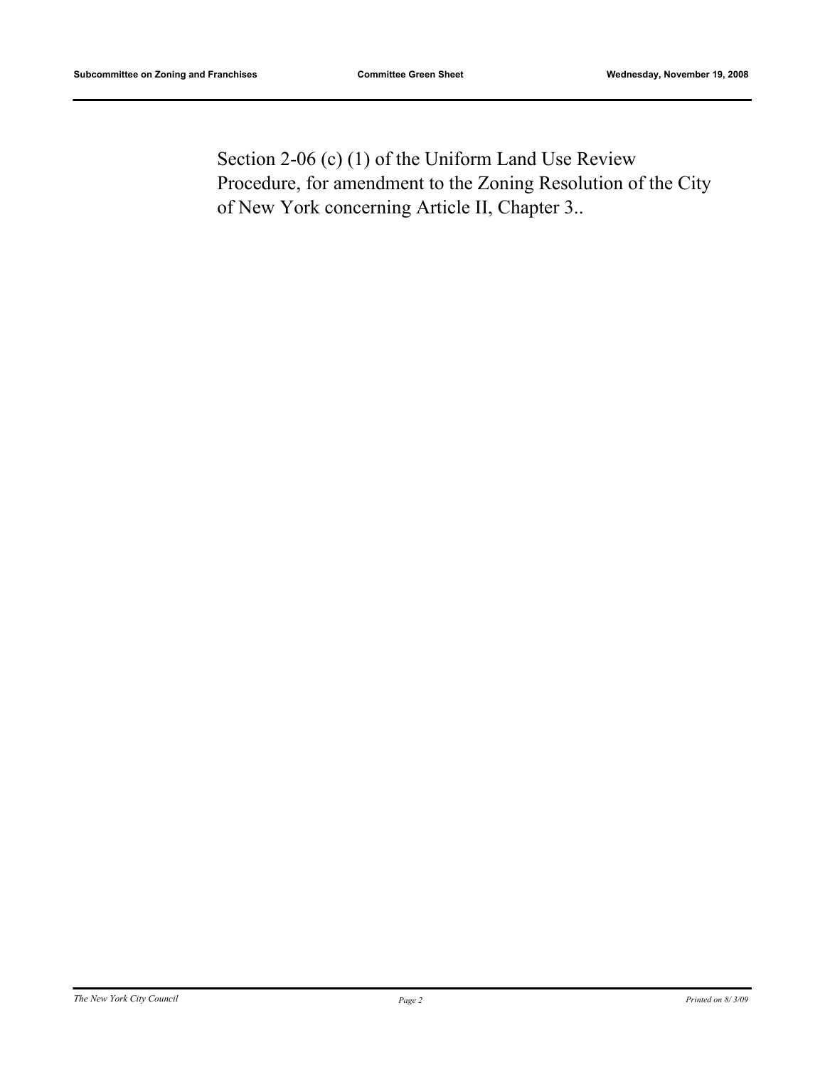Section 2-06 (c) (1) of the Uniform Land Use Review Procedure, for amendment to the Zoning Resolution of the City of New York concerning Article II, Chapter 3..